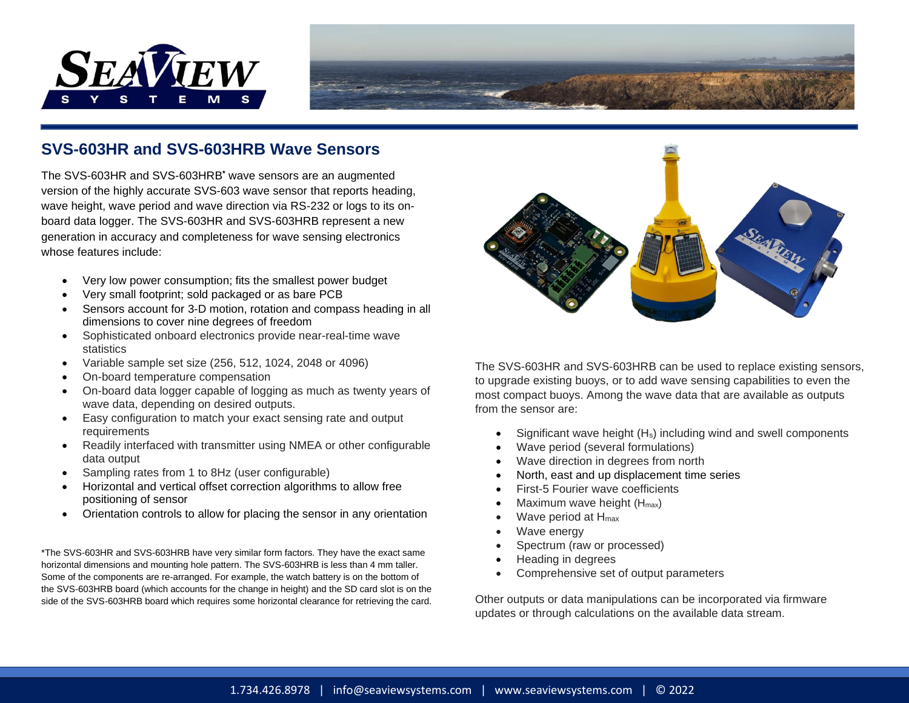## SVS-603HR and SVS-603HRB Wave Sensors

The SVS-603HR and SVS-603HRB* wave sensors are an augmented version of the highly accurate SVS-603 wave sensor that reports heading, wave height, wave period and wave direction via RS-232 or logs to its on-board data logger. The SVS-603HR and SVS-603HRB represent a new generation in accuracy and completeness for wave sensing electronics whose features include:

- Very low power consumption; fits the smallest power budget
- Very small footprint; sold packaged or as bare PCB
- Sensors account for 3-D motion, rotation and compass heading in all dimensions to cover nine degrees of freedom
- Sophisticated onboard electronics provide near-real-time wave statistics
- Variable sample set size (256, 512, 1024, 2048 or 4096)
- On-board temperature compensation
- On-board data logger capable of logging as much as twenty years of wave data, depending on desired outputs.
- Easy configuration to match your exact sensing rate and output requirements
- Readily interfaced with transmitter using NMEA or other configurable data output
- Sampling rates from 1 to 8Hz (user configurable)
- Horizontal and vertical offset correction algorithms to allow free positioning of sensor
- Orientation controls to allow for placing the sensor in any orientation

*The SVS-603HR and SVS-603HRB have very similar form factors. They have the exact same horizontal dimensions and mounting hole pattern. The SVS-603HRB is less than 4 mm taller. Some of the components are re-arranged. For example, the watch battery is on the bottom of the SVS-603HRB board (which accounts for the change in height) and the SD card slot is on the side of the SVS-603HRB board which requires some horizontal clearance for retrieving the card.

The SVS-603HR and SVS-603HRB can be used to replace existing sensors, to upgrade existing buoys, or to add wave sensing capabilities to even the most compact buoys. Among the wave data that are available as outputs from the sensor are:

- Significant wave height ($H_s$) including wind and swell components
- Wave period (several formulations)
- Wave direction in degrees from north
- North, east and up displacement time series
- First-5 Fourier wave coefficients
- Maximum wave height ($H_{max}$)
- Wave period at $H_{max}$
- Wave energy
- Spectrum (raw or processed)
- Heading in degrees
- Comprehensive set of output parameters

Other outputs or data manipulations can be incorporated via firmware updates or through calculations on the available data stream.

1.734.426.8978 | info@seaviewsystems.com | www.seaviewsystems.com | © 2022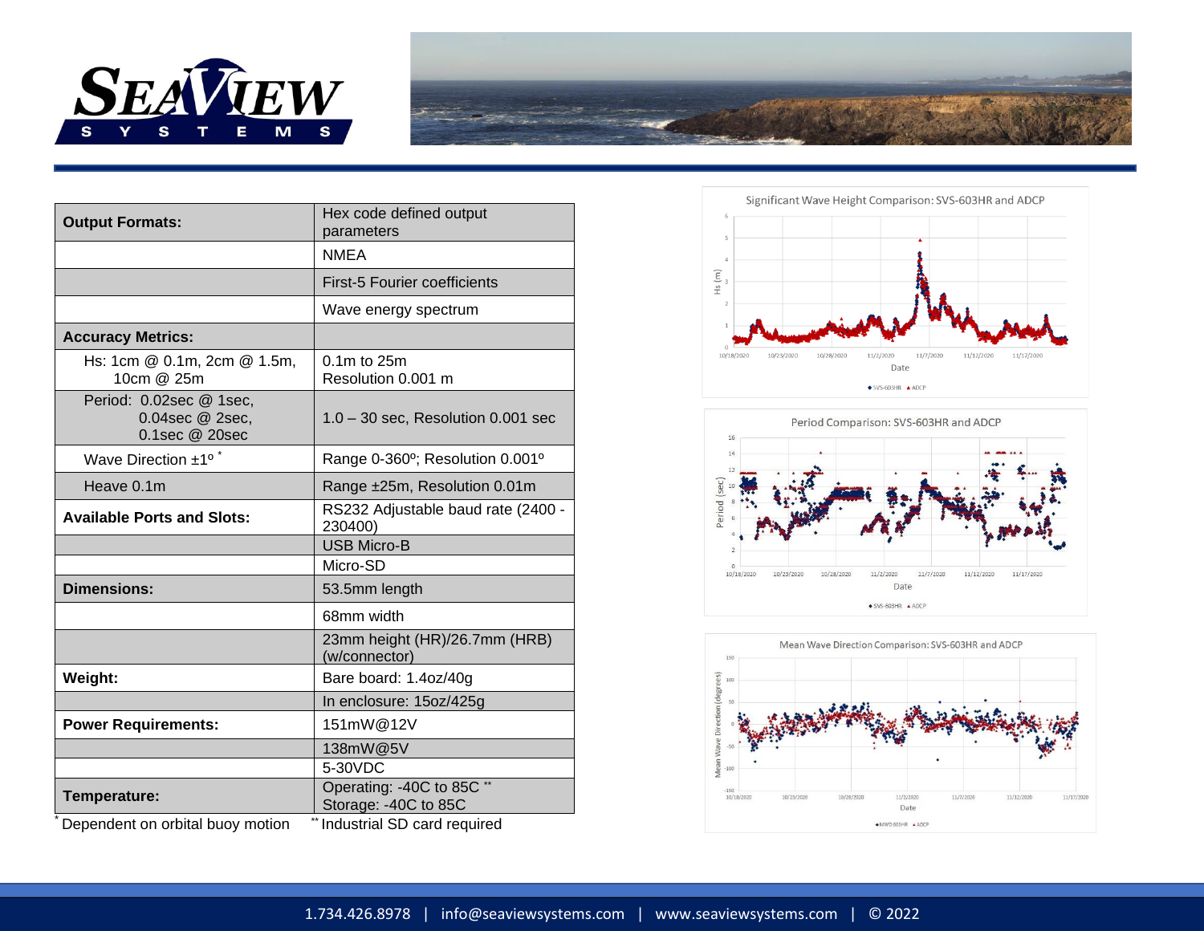| | |
|---|---|
| **Output Formats:** | Hex code defined output parameters |
| | NMEA |
| | First-5 Fourier coefficients |
| | Wave energy spectrum |
| **Accuracy Metrics:** | |
| Hs: 1cm @ 0.1m, 2cm @ 1.5m, 10cm @ 25m | 0.1m to 25m<br>Resolution 0.001 m |
| Period: 0.02sec @ 1sec, 0.04sec @ 2sec, 0.1sec @ 20sec | 1.0 – 30 sec, Resolution 0.001 sec |
| Wave Direction ±1º * | Range 0-360º; Resolution 0.001º |
| Heave 0.1m | Range ±25m, Resolution 0.01m |
| **Available Ports and Slots:** | RS232 Adjustable baud rate (2400 - 230400) |
| | USB Micro-B |
| | Micro-SD |
| **Dimensions:** | 53.5mm length |
| | 68mm width |
| | 23mm height (HR)/26.7mm (HRB) (w/connector) |
| **Weight:** | Bare board: 1.4oz/40g |
| | In enclosure: 15oz/425g |
| **Power Requirements:** | 151mW@12V |
| | 138mW@5V |
| | 5-30VDC |
| **Temperature:** | Operating: -40C to 85C **<br>Storage: -40C to 85C |

* Dependent on orbital buoy motion ** Industrial SD card required

Significant Wave Height Comparison: SVS-603HR and ADCP

Hs (m)

0 1 2 3 4 5 6

10/18/2020 10/23/2020 10/28/2020 11/2/2020 11/7/2020 11/12/2020 11/17/2020

Date

SVS-603HR ADCP

Period Comparison: SVS-603HR and ADCP

Period (sec)

0 2 4 6 8 10 12 14 16

10/18/2020 10/23/2020 10/28/2020 11/2/2020 11/7/2020 11/12/2020 11/17/2020

Date

SVS-603HR ADCP

Mean Wave Direction Comparison: SVS-603HR and ADCP

Mean Wave Direction (degrees)

-150 -100 -50 0 50 100 150

10/18/2020 10/23/2020 10/28/2020 11/2/2020 11/7/2020 11/12/2020 11/17/2020

Date

MWD 603HR ADCP

1.734.426.8978 | info@seaviewsystems.com | www.seaviewsystems.com | © 2022